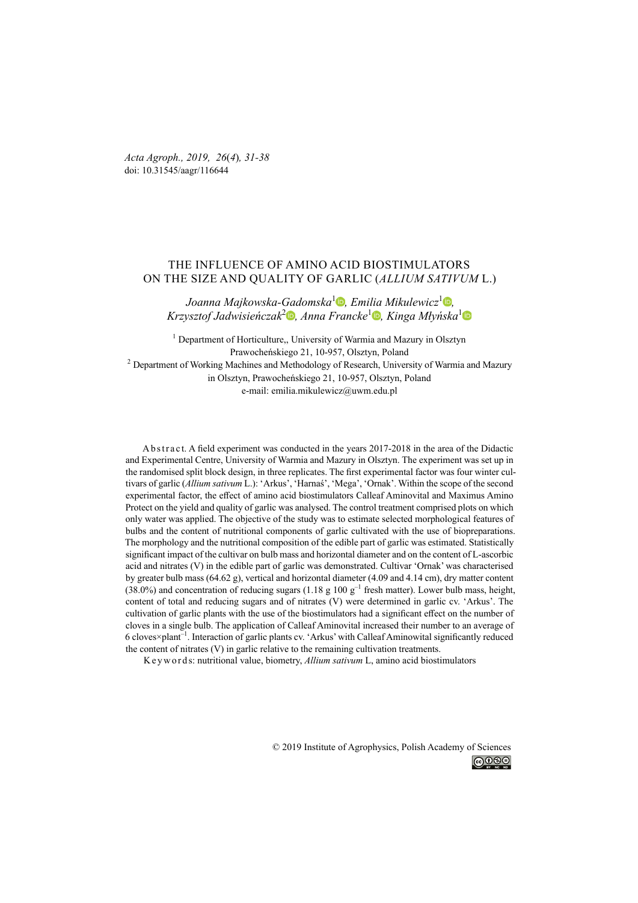*Acta Agroph., 2019, 26(4), 31-38*
doi: 10.31545/aagr/116644

# THE INFLUENCE OF AMINO ACID BIOSTIMULATORS ON THE SIZE AND QUALITY OF GARLIC (*ALLIUM SATIVUM* L.)

*Joanna Majkowska-Gadomska*[1], *Emilia Mikulewicz*[1], *Krzysztof Jadwisieńczak*[2], *Anna Francke*[1], *Kinga Młyńska*[1]

[1] Department of Horticulture,, University of Warmia and Mazury in Olsztyn
Prawocheńskiego 21, 10-957, Olsztyn, Poland

[2] Department of Working Machines and Methodology of Research, University of Warmia and Mazury in Olsztyn, Prawocheńskiego 21, 10-957, Olsztyn, Poland

e-mail: emilia.mikulewicz@uwm.edu.pl

A b s t r a c t. A field experiment was conducted in the years 2017-2018 in the area of the Didactic and Experimental Centre, University of Warmia and Mazury in Olsztyn. The experiment was set up in the randomised split block design, in three replicates. The first experimental factor was four winter cultivars of garlic (*Allium sativum* L.): 'Arkus', 'Harnaś', 'Mega', 'Ornak'. Within the scope of the second experimental factor, the effect of amino acid biostimulators Calleaf Aminovital and Maximus Amino Protect on the yield and quality of garlic was analysed. The control treatment comprised plots on which only water was applied. The objective of the study was to estimate selected morphological features of bulbs and the content of nutritional components of garlic cultivated with the use of biopreparations. The morphology and the nutritional composition of the edible part of garlic was estimated. Statistically significant impact of the cultivar on bulb mass and horizontal diameter and on the content of L-ascorbic acid and nitrates (V) in the edible part of garlic was demonstrated. Cultivar 'Ornak' was characterised by greater bulb mass (64.62 g), vertical and horizontal diameter (4.09 and 4.14 cm), dry matter content (38.0%) and concentration of reducing sugars (1.18 g 100 $g^{-1}$ fresh matter). Lower bulb mass, height, content of total and reducing sugars and of nitrates (V) were determined in garlic cv. 'Arkus'. The cultivation of garlic plants with the use of the biostimulators had a significant effect on the number of cloves in a single bulb. The application of Calleaf Aminovital increased their number to an average of 6 cloves×$plant^{-1}$. Interaction of garlic plants cv. 'Arkus' with Calleaf Aminowital significantly reduced the content of nitrates (V) in garlic relative to the remaining cultivation treatments.

K e y w o r d s: nutritional value, biometry, *Allium sativum* L, amino acid biostimulators

© 2019 Institute of Agrophysics, Polish Academy of Sciences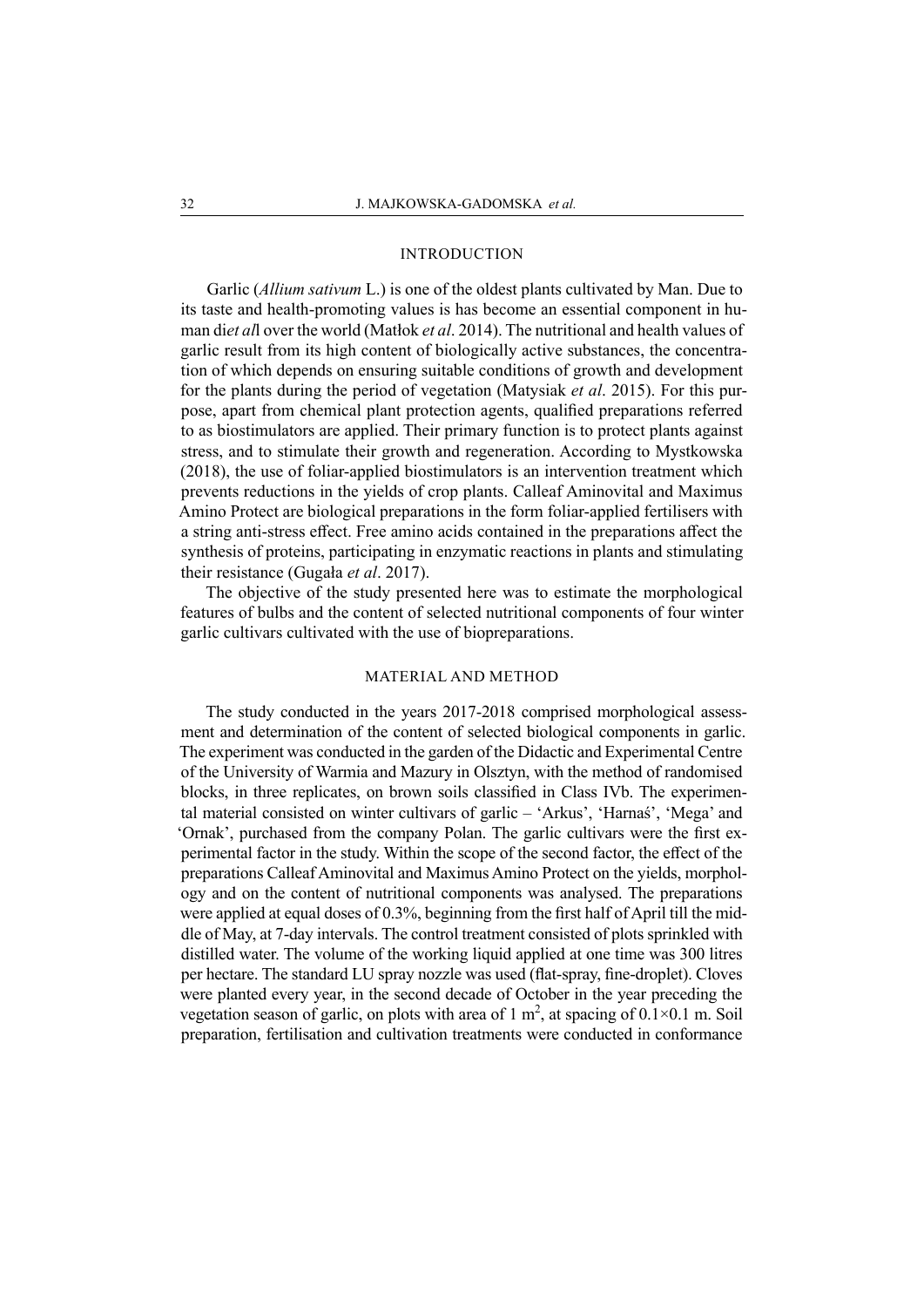## INTRODUCTION

Garlic (*Allium sativum* L.) is one of the oldest plants cultivated by Man. Due to its taste and health-promoting values is has become an essential component in human di*et al*l over the world (Matłok *et al*. 2014). The nutritional and health values of garlic result from its high content of biologically active substances, the concentration of which depends on ensuring suitable conditions of growth and development for the plants during the period of vegetation (Matysiak *et al*. 2015). For this purpose, apart from chemical plant protection agents, qualified preparations referred to as biostimulators are applied. Their primary function is to protect plants against stress, and to stimulate their growth and regeneration. According to Mystkowska (2018), the use of foliar-applied biostimulators is an intervention treatment which prevents reductions in the yields of crop plants. Calleaf Aminovital and Maximus Amino Protect are biological preparations in the form foliar-applied fertilisers with a string anti-stress effect. Free amino acids contained in the preparations affect the synthesis of proteins, participating in enzymatic reactions in plants and stimulating their resistance (Gugała *et al*. 2017).

The objective of the study presented here was to estimate the morphological features of bulbs and the content of selected nutritional components of four winter garlic cultivars cultivated with the use of biopreparations.

## MATERIAL AND METHOD

The study conducted in the years 2017-2018 comprised morphological assessment and determination of the content of selected biological components in garlic. The experiment was conducted in the garden of the Didactic and Experimental Centre of the University of Warmia and Mazury in Olsztyn, with the method of randomised blocks, in three replicates, on brown soils classified in Class IVb. The experimental material consisted on winter cultivars of garlic – 'Arkus', 'Harnaś', 'Mega' and 'Ornak', purchased from the company Polan. The garlic cultivars were the first experimental factor in the study. Within the scope of the second factor, the effect of the preparations Calleaf Aminovital and Maximus Amino Protect on the yields, morphology and on the content of nutritional components was analysed. The preparations were applied at equal doses of 0.3%, beginning from the first half of April till the middle of May, at 7-day intervals. The control treatment consisted of plots sprinkled with distilled water. The volume of the working liquid applied at one time was 300 litres per hectare. The standard LU spray nozzle was used (flat-spray, fine-droplet). Cloves were planted every year, in the second decade of October in the year preceding the vegetation season of garlic, on plots with area of 1 $m^2$, at spacing of $0.1 \times 0.1$ m. Soil preparation, fertilisation and cultivation treatments were conducted in conformance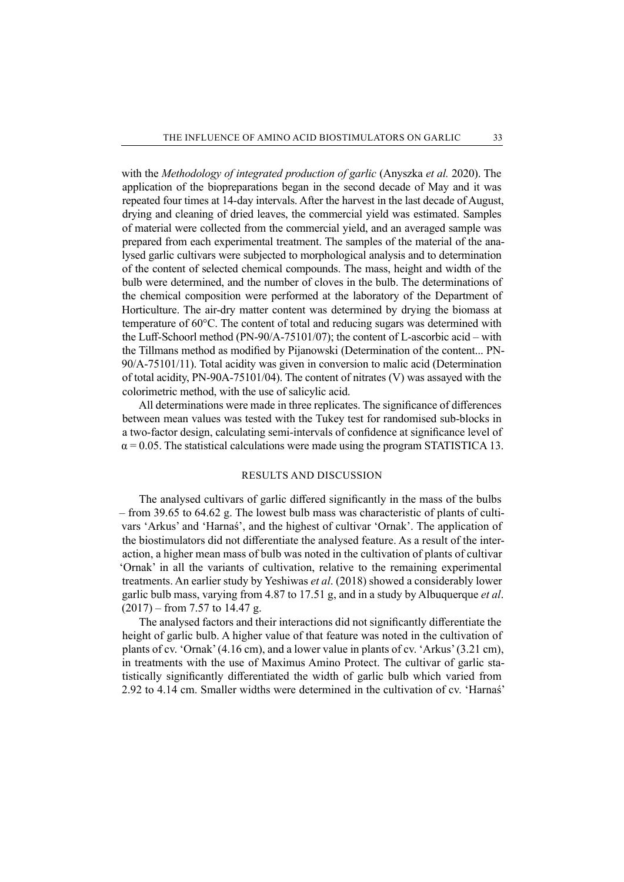with the *Methodology of integrated production of garlic* (Anyszka *et al.* 2020). The application of the biopreparations began in the second decade of May and it was repeated four times at 14-day intervals. After the harvest in the last decade of August, drying and cleaning of dried leaves, the commercial yield was estimated. Samples of material were collected from the commercial yield, and an averaged sample was prepared from each experimental treatment. The samples of the material of the analysed garlic cultivars were subjected to morphological analysis and to determination of the content of selected chemical compounds. The mass, height and width of the bulb were determined, and the number of cloves in the bulb. The determinations of the chemical composition were performed at the laboratory of the Department of Horticulture. The air-dry matter content was determined by drying the biomass at temperature of 60°C. The content of total and reducing sugars was determined with the Luff-Schoorl method (PN-90/A-75101/07); the content of L-ascorbic acid – with the Tillmans method as modified by Pijanowski (Determination of the content... PN-90/A-75101/11). Total acidity was given in conversion to malic acid (Determination of total acidity, PN-90A-75101/04). The content of nitrates (V) was assayed with the colorimetric method, with the use of salicylic acid.

All determinations were made in three replicates. The significance of differences between mean values was tested with the Tukey test for randomised sub-blocks in a two-factor design, calculating semi-intervals of confidence at significance level of $\alpha = 0.05$. The statistical calculations were made using the program STATISTICA 13.

## RESULTS AND DISCUSSION

The analysed cultivars of garlic differed significantly in the mass of the bulbs – from 39.65 to 64.62 g. The lowest bulb mass was characteristic of plants of cultivars 'Arkus' and 'Harnaś', and the highest of cultivar 'Ornak'. The application of the biostimulators did not differentiate the analysed feature. As a result of the interaction, a higher mean mass of bulb was noted in the cultivation of plants of cultivar 'Ornak' in all the variants of cultivation, relative to the remaining experimental treatments. An earlier study by Yeshiwas *et al*. (2018) showed a considerably lower garlic bulb mass, varying from 4.87 to 17.51 g, and in a study by Albuquerque *et al*. (2017) – from 7.57 to 14.47 g.

The analysed factors and their interactions did not significantly differentiate the height of garlic bulb. A higher value of that feature was noted in the cultivation of plants of cv. 'Ornak' (4.16 cm), and a lower value in plants of cv. 'Arkus' (3.21 cm), in treatments with the use of Maximus Amino Protect. The cultivar of garlic statistically significantly differentiated the width of garlic bulb which varied from 2.92 to 4.14 cm. Smaller widths were determined in the cultivation of cv. 'Harnaś'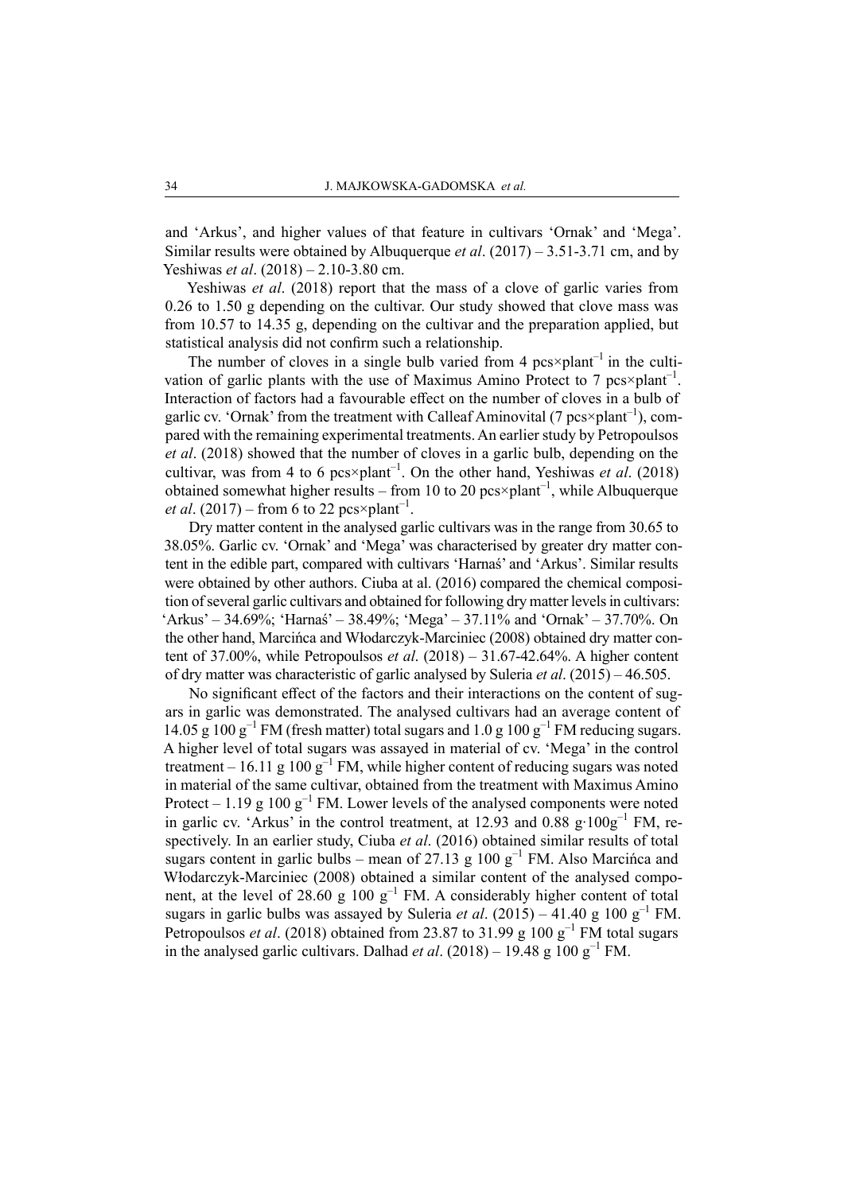and 'Arkus', and higher values of that feature in cultivars 'Ornak' and 'Mega'. Similar results were obtained by Albuquerque *et al*. (2017) – 3.51-3.71 cm, and by Yeshiwas *et al*. (2018) – 2.10-3.80 cm.

Yeshiwas *et al*. (2018) report that the mass of a clove of garlic varies from 0.26 to 1.50 g depending on the cultivar. Our study showed that clove mass was from 10.57 to 14.35 g, depending on the cultivar and the preparation applied, but statistical analysis did not confirm such a relationship.

The number of cloves in a single bulb varied from 4 pcs×plant$^{-1}$ in the cultivation of garlic plants with the use of Maximus Amino Protect to 7 pcs×plant$^{-1}$. Interaction of factors had a favourable effect on the number of cloves in a bulb of garlic cv. 'Ornak' from the treatment with Calleaf Aminovital (7 pcs×plant$^{-1}$), compared with the remaining experimental treatments. An earlier study by Petropoulsos *et al*. (2018) showed that the number of cloves in a garlic bulb, depending on the cultivar, was from 4 to 6 pcs×plant$^{-1}$. On the other hand, Yeshiwas *et al*. (2018) obtained somewhat higher results – from 10 to 20 pcs×plant$^{-1}$, while Albuquerque *et al*. (2017) – from 6 to 22 pcs×plant$^{-1}$.

Dry matter content in the analysed garlic cultivars was in the range from 30.65 to 38.05%. Garlic cv. 'Ornak' and 'Mega' was characterised by greater dry matter content in the edible part, compared with cultivars 'Harnaś' and 'Arkus'. Similar results were obtained by other authors. Ciuba at al. (2016) compared the chemical composition of several garlic cultivars and obtained for following dry matter levels in cultivars: 'Arkus' – 34.69%; 'Harnaś' – 38.49%; 'Mega' – 37.11% and 'Ornak' – 37.70%. On the other hand, Marcińca and Włodarczyk-Marciniec (2008) obtained dry matter content of 37.00%, while Petropoulsos *et al*. (2018) – 31.67-42.64%. A higher content of dry matter was characteristic of garlic analysed by Suleria *et al*. (2015) – 46.505.

No significant effect of the factors and their interactions on the content of sugars in garlic was demonstrated. The analysed cultivars had an average content of 14.05 g 100 g$^{-1}$ FM (fresh matter) total sugars and 1.0 g 100 g$^{-1}$ FM reducing sugars. A higher level of total sugars was assayed in material of cv. 'Mega' in the control treatment – 16.11 g 100 g$^{-1}$ FM, while higher content of reducing sugars was noted in material of the same cultivar, obtained from the treatment with Maximus Amino Protect – 1.19 g 100 g$^{-1}$ FM. Lower levels of the analysed components were noted in garlic cv. 'Arkus' in the control treatment, at 12.93 and 0.88 g·100g$^{-1}$ FM, respectively. In an earlier study, Ciuba *et al*. (2016) obtained similar results of total sugars content in garlic bulbs – mean of 27.13 g 100 g$^{-1}$ FM. Also Marcińca and Włodarczyk-Marciniec (2008) obtained a similar content of the analysed component, at the level of 28.60 g 100 g$^{-1}$ FM. A considerably higher content of total sugars in garlic bulbs was assayed by Suleria *et al*. (2015) – 41.40 g 100 g$^{-1}$ FM. Petropoulsos *et al*. (2018) obtained from 23.87 to 31.99 g 100 g$^{-1}$ FM total sugars in the analysed garlic cultivars. Dalhad *et al*. (2018) – 19.48 g 100 g$^{-1}$ FM.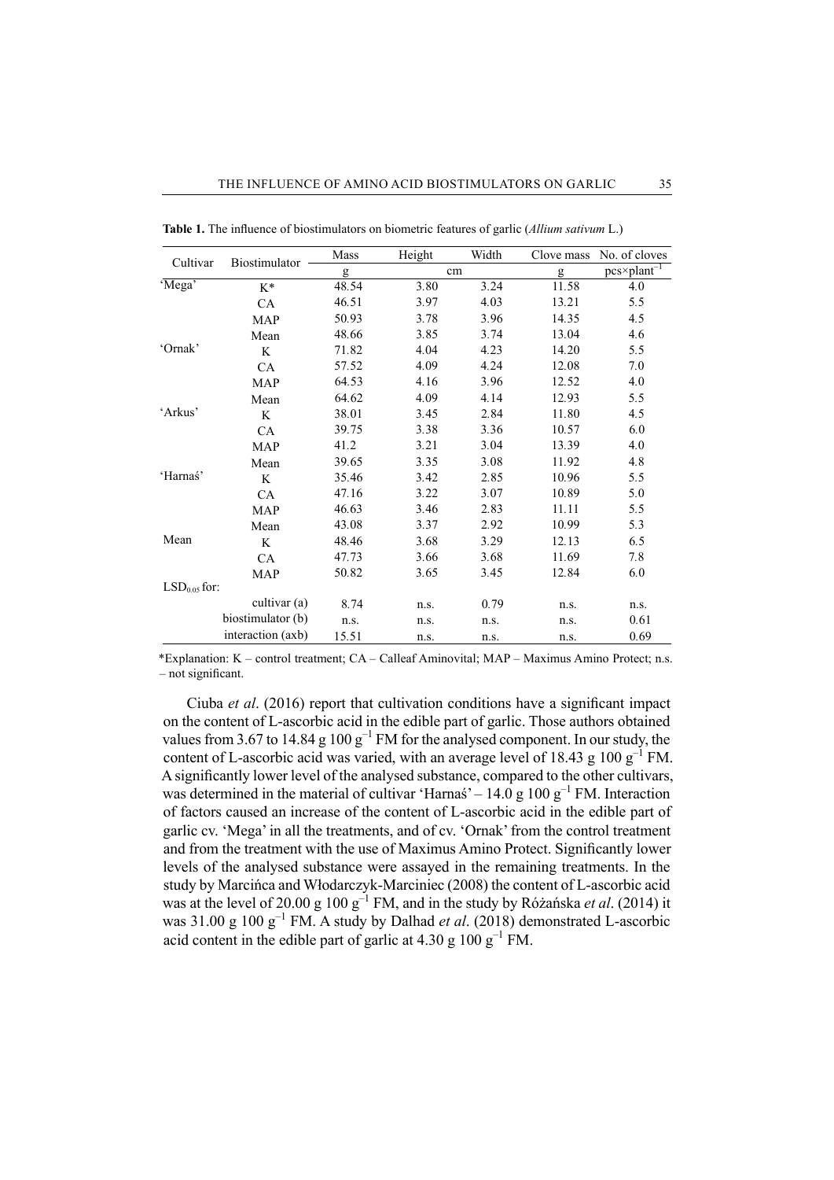**Table 1.** The influence of biostimulators on biometric features of garlic (*Allium sativum* L.)

| Cultivar | Biostimulator | Mass | Height | Width | Clove mass | No. of cloves |
|---|---|---|---|---|---|---|
| | | g | cm | | g | $pcs \times plant^{-1}$ |
| 'Mega' | K* | 48.54 | 3.80 | 3.24 | 11.58 | 4.0 |
| | CA | 46.51 | 3.97 | 4.03 | 13.21 | 5.5 |
| | MAP | 50.93 | 3.78 | 3.96 | 14.35 | 4.5 |
| | Mean | 48.66 | 3.85 | 3.74 | 13.04 | 4.6 |
| 'Ornak' | K | 71.82 | 4.04 | 4.23 | 14.20 | 5.5 |
| | CA | 57.52 | 4.09 | 4.24 | 12.08 | 7.0 |
| | MAP | 64.53 | 4.16 | 3.96 | 12.52 | 4.0 |
| | Mean | 64.62 | 4.09 | 4.14 | 12.93 | 5.5 |
| 'Arkus' | K | 38.01 | 3.45 | 2.84 | 11.80 | 4.5 |
| | CA | 39.75 | 3.38 | 3.36 | 10.57 | 6.0 |
| | MAP | 41.2 | 3.21 | 3.04 | 13.39 | 4.0 |
| | Mean | 39.65 | 3.35 | 3.08 | 11.92 | 4.8 |
| 'Harnaś' | K | 35.46 | 3.42 | 2.85 | 10.96 | 5.5 |
| | CA | 47.16 | 3.22 | 3.07 | 10.89 | 5.0 |
| | MAP | 46.63 | 3.46 | 2.83 | 11.11 | 5.5 |
| | Mean | 43.08 | 3.37 | 2.92 | 10.99 | 5.3 |
| Mean | K | 48.46 | 3.68 | 3.29 | 12.13 | 6.5 |
| | CA | 47.73 | 3.66 | 3.68 | 11.69 | 7.8 |
| | MAP | 50.82 | 3.65 | 3.45 | 12.84 | 6.0 |
| $LSD_{0.05}$ for: | | | | | | |
| | cultivar (a) | 8.74 | n.s. | 0.79 | n.s. | n.s. |
| | biostimulator (b) | n.s. | n.s. | n.s. | n.s. | 0.61 |
| | interaction (axb) | 15.51 | n.s. | n.s. | n.s. | 0.69 |

*Explanation: K – control treatment; CA – Calleaf Aminovital; MAP – Maximus Amino Protect; n.s. – not significant.

Ciuba *et al*. (2016) report that cultivation conditions have a significant impact on the content of L-ascorbic acid in the edible part of garlic. Those authors obtained values from 3.67 to 14.84 g 100 $g^{-1}$ FM for the analysed component. In our study, the content of L-ascorbic acid was varied, with an average level of 18.43 g 100 $g^{-1}$ FM. A significantly lower level of the analysed substance, compared to the other cultivars, was determined in the material of cultivar 'Harnaś' – 14.0 g 100 $g^{-1}$ FM. Interaction of factors caused an increase of the content of L-ascorbic acid in the edible part of garlic cv. 'Mega' in all the treatments, and of cv. 'Ornak' from the control treatment and from the treatment with the use of Maximus Amino Protect. Significantly lower levels of the analysed substance were assayed in the remaining treatments. In the study by Marcińca and Włodarczyk-Marciniec (2008) the content of L-ascorbic acid was at the level of 20.00 g 100 $g^{-1}$ FM, and in the study by Różańska *et al*. (2014) it was 31.00 g 100 $g^{-1}$ FM. A study by Dalhad *et al*. (2018) demonstrated L-ascorbic acid content in the edible part of garlic at 4.30 g 100 $g^{-1}$ FM.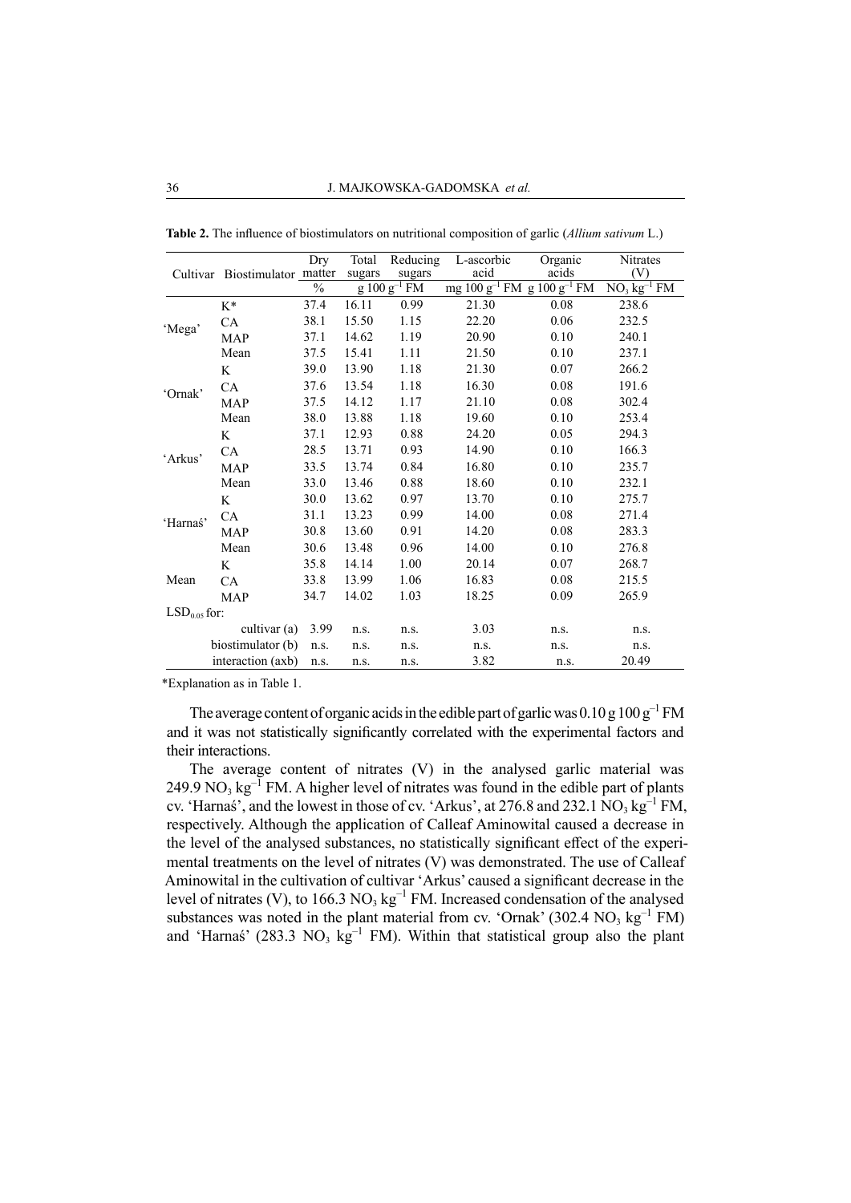**Table 2.** The influence of biostimulators on nutritional composition of garlic (*Allium sativum* L.)

| Cultivar | Biostimulator | Dry matter | Total sugars | Reducing sugars | L-ascorbic acid | Organic acids | Nitrates (V) |
|---|---|---|---|---|---|---|---|
| | | % | g 100 $g^{-1}$ FM | | mg 100 $g^{-1}$ FM | g 100 $g^{-1}$ FM | $NO_3$ $kg^{-1}$ FM |
| 'Mega' | K* | 37.4 | 16.11 | 0.99 | 21.30 | 0.08 | 238.6 |
| | CA | 38.1 | 15.50 | 1.15 | 22.20 | 0.06 | 232.5 |
| | MAP | 37.1 | 14.62 | 1.19 | 20.90 | 0.10 | 240.1 |
| | Mean | 37.5 | 15.41 | 1.11 | 21.50 | 0.10 | 237.1 |
| 'Ornak' | K | 39.0 | 13.90 | 1.18 | 21.30 | 0.07 | 266.2 |
| | CA | 37.6 | 13.54 | 1.18 | 16.30 | 0.08 | 191.6 |
| | MAP | 37.5 | 14.12 | 1.17 | 21.10 | 0.08 | 302.4 |
| | Mean | 38.0 | 13.88 | 1.18 | 19.60 | 0.10 | 253.4 |
| 'Arkus' | K | 37.1 | 12.93 | 0.88 | 24.20 | 0.05 | 294.3 |
| | CA | 28.5 | 13.71 | 0.93 | 14.90 | 0.10 | 166.3 |
| | MAP | 33.5 | 13.74 | 0.84 | 16.80 | 0.10 | 235.7 |
| | Mean | 33.0 | 13.46 | 0.88 | 18.60 | 0.10 | 232.1 |
| 'Harnaś' | K | 30.0 | 13.62 | 0.97 | 13.70 | 0.10 | 275.7 |
| | CA | 31.1 | 13.23 | 0.99 | 14.00 | 0.08 | 271.4 |
| | MAP | 30.8 | 13.60 | 0.91 | 14.20 | 0.08 | 283.3 |
| | Mean | 30.6 | 13.48 | 0.96 | 14.00 | 0.10 | 276.8 |
| Mean | K | 35.8 | 14.14 | 1.00 | 20.14 | 0.07 | 268.7 |
| | CA | 33.8 | 13.99 | 1.06 | 16.83 | 0.08 | 215.5 |
| | MAP | 34.7 | 14.02 | 1.03 | 18.25 | 0.09 | 265.9 |
| $LSD_{0.05}$ for: | | | | | | | |
| | cultivar (a) | 3.99 | n.s. | n.s. | 3.03 | n.s. | n.s. |
| | biostimulator (b) | n.s. | n.s. | n.s. | n.s. | n.s. | n.s. |
| | interaction (axb) | n.s. | n.s. | n.s. | 3.82 | n.s. | 20.49 |

*Explanation as in Table 1.

The average content of organic acids in the edible part of garlic was 0.10 g 100 $g^{-1}$ FM and it was not statistically significantly correlated with the experimental factors and their interactions.

The average content of nitrates (V) in the analysed garlic material was 249.9 $NO_3$ $kg^{-1}$ FM. A higher level of nitrates was found in the edible part of plants cv. 'Harnaś', and the lowest in those of cv. 'Arkus', at 276.8 and 232.1 $NO_3$ $kg^{-1}$ FM, respectively. Although the application of Calleaf Aminowital caused a decrease in the level of the analysed substances, no statistically significant effect of the experimental treatments on the level of nitrates (V) was demonstrated. The use of Calleaf Aminowital in the cultivation of cultivar 'Arkus' caused a significant decrease in the level of nitrates (V), to 166.3 $NO_3$ $kg^{-1}$ FM. Increased condensation of the analysed substances was noted in the plant material from cv. 'Ornak' (302.4 $NO_3$ $kg^{-1}$ FM) and 'Harnaś' (283.3 $NO_3$ $kg^{-1}$ FM). Within that statistical group also the plant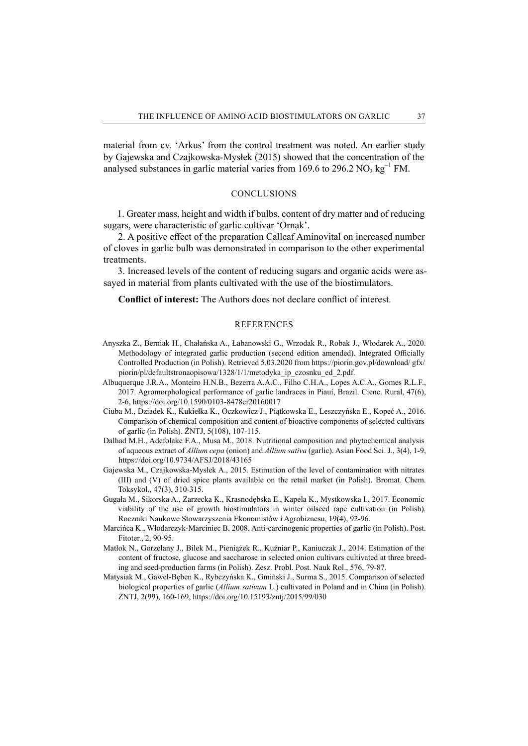material from cv. 'Arkus' from the control treatment was noted. An earlier study by Gajewska and Czajkowska-Mysłek (2015) showed that the concentration of the analysed substances in garlic material varies from 169.6 to 296.2 $NO_3$ $kg^{-1}$ FM.

## CONCLUSIONS

1. Greater mass, height and width if bulbs, content of dry matter and of reducing sugars, were characteristic of garlic cultivar 'Ornak'.

2. A positive effect of the preparation Calleaf Aminovital on increased number of cloves in garlic bulb was demonstrated in comparison to the other experimental treatments.

3. Increased levels of the content of reducing sugars and organic acids were assayed in material from plants cultivated with the use of the biostimulators.

**Conflict of interest:** The Authors does not declare conflict of interest.

## REFERENCES

Anyszka Z., Berniak H., Chałańska A., Łabanowski G., Wrzodak R., Robak J., Włodarek A., 2020. Methodology of integrated garlic production (second edition amended). Integrated Officially Controlled Production (in Polish). Retrieved 5.03.2020 from https://piorin.gov.pl/download/ gfx/piorin/pl/defaultstronaopisowa/1328/1/1/metodyka_ip_czosnku_ed_2.pdf.

Albuquerque J.R.A., Monteiro H.N.B., Bezerra A.A.C., Filho C.H.A., Lopes A.C.A., Gomes R.L.F., 2017. Agromorphological performance of garlic landraces in Piauí, Brazil. Cienc. Rural, 47(6), 2-6, https://doi.org/10.1590/0103-8478cr20160017

Ciuba M., Dziadek K., Kukiełka K., Oczkowicz J., Piątkowska E., Leszczyńska E., Kopeć A., 2016. Comparison of chemical composition and content of bioactive components of selected cultivars of garlic (in Polish). ŻNTJ, 5(108), 107-115.

Dalhad M.H., Adefolake F.A., Musa M., 2018. Nutritional composition and phytochemical analysis of aqueous extract of *Allium cepa* (onion) and *Allium sativa* (garlic). Asian Food Sci. J., 3(4), 1-9, https://doi.org/10.9734/AFSJ/2018/43165

Gajewska M., Czajkowska-Mysłek A., 2015. Estimation of the level of contamination with nitrates (III) and (V) of dried spice plants available on the retail market (in Polish). Bromat. Chem. Toksykol., 47(3), 310-315.

Gugała M., Sikorska A., Zarzecka K., Krasnodębska E., Kapela K., Mystkowska I., 2017. Economic viability of the use of growth biostimulators in winter oilseed rape cultivation (in Polish). Roczniki Naukowe Stowarzyszenia Ekonomistów i Agrobiznesu, 19(4), 92-96.

Marcińca K., Włodarczyk-Marciniec B. 2008. Anti-carcinogenic properties of garlic (in Polish). Post. Fitoter., 2, 90-95.

Matłok N., Gorzelany J., Bilek M., Pieniążek R., Kuźniar P., Kaniuczak J., 2014. Estimation of the content of fructose, glucose and saccharose in selected onion cultivars cultivated at three breeding and seed-production farms (in Polish). Zesz. Probl. Post. Nauk Rol., 576, 79-87.

Matysiak M., Gaweł-Bęben K., Rybczyńska K., Gmiński J., Surma S., 2015. Comparison of selected biological properties of garlic (*Allium sativum* L.) cultivated in Poland and in China (in Polish). ŻNTJ, 2(99), 160-169, https://doi.org/10.15193/zntj/2015/99/030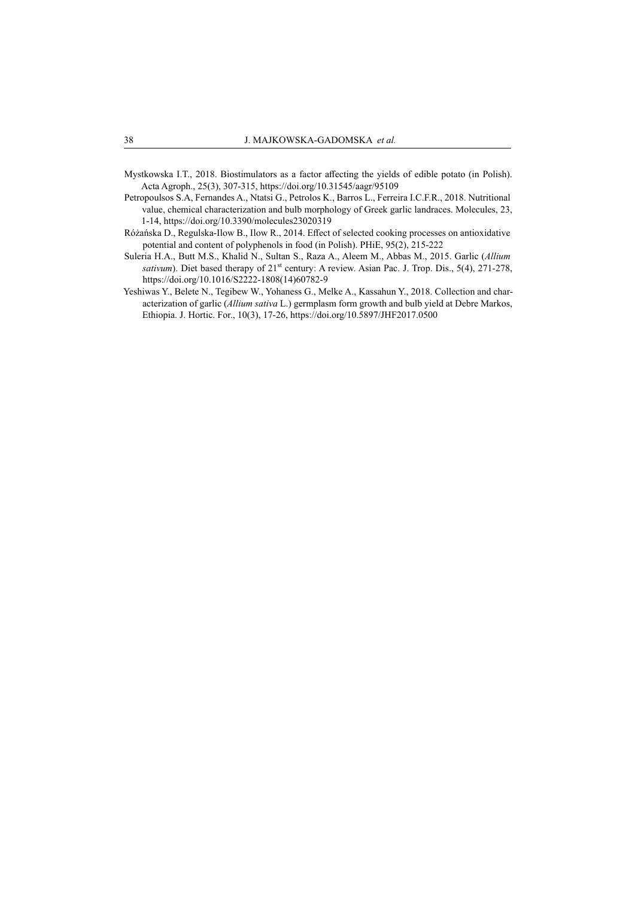Mystkowska I.T., 2018. Biostimulators as a factor affecting the yields of edible potato (in Polish). Acta Agroph., 25(3), 307-315, https://doi.org/10.31545/aagr/95109

Petropoulsos S.A, Fernandes A., Ntatsi G., Petrolos K., Barros L., Ferreira I.C.F.R., 2018. Nutritional value, chemical characterization and bulb morphology of Greek garlic landraces. Molecules, 23, 1-14, https://doi.org/10.3390/molecules23020319

Różańska D., Regulska-Ilow B., Ilow R., 2014. Effect of selected cooking processes on antioxidative potential and content of polyphenols in food (in Polish). PHiE, 95(2), 215-222

Suleria H.A., Butt M.S., Khalid N., Sultan S., Raza A., Aleem M., Abbas M., 2015. Garlic (*Allium sativum*). Diet based therapy of 21st century: A review. Asian Pac. J. Trop. Dis., 5(4), 271-278, https://doi.org/10.1016/S2222-1808(14)60782-9

Yeshiwas Y., Belete N., Tegibew W., Yohaness G., Melke A., Kassahun Y., 2018. Collection and characterization of garlic (*Allium sativa* L.) germplasm form growth and bulb yield at Debre Markos, Ethiopia. J. Hortic. For., 10(3), 17-26, https://doi.org/10.5897/JHF2017.0500